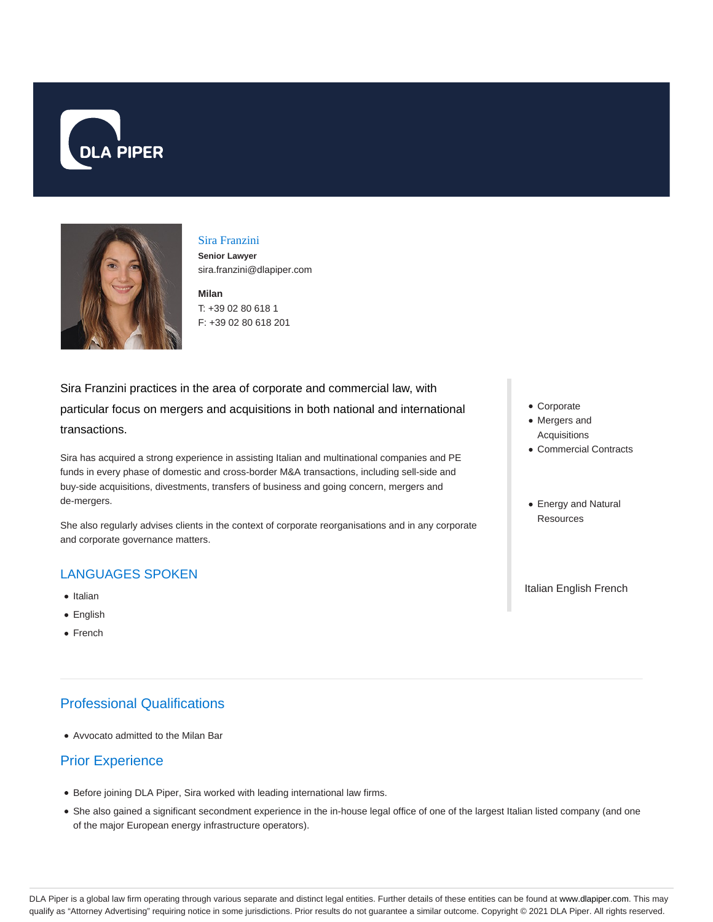DLA PIPER

## Sira Franzini

**Senior Lawyer**
sira.franzini@dlapiper.com

**Milan**
T: +39 02 80 618 1
F: +39 02 80 618 201

Sira Franzini practices in the area of corporate and commercial law, with particular focus on mergers and acquisitions in both national and international transactions.

Sira has acquired a strong experience in assisting Italian and multinational companies and PE funds in every phase of domestic and cross-border M&A transactions, including sell-side and buy-side acquisitions, divestments, transfers of business and going concern, mergers and de-mergers.

She also regularly advises clients in the context of corporate reorganisations and in any corporate and corporate governance matters.

- Corporate
- Mergers and Acquisitions
- Commercial Contracts

- Energy and Natural Resources

Italian English French

### LANGUAGES SPOKEN

- Italian
- English
- French

## Professional Qualifications

- Avvocato admitted to the Milan Bar

## Prior Experience

- Before joining DLA Piper, Sira worked with leading international law firms.
- She also gained a significant secondment experience in the in-house legal office of one of the largest Italian listed company (and one of the major European energy infrastructure operators).

DLA Piper is a global law firm operating through various separate and distinct legal entities. Further details of these entities can be found at www.dlapiper.com. This may qualify as "Attorney Advertising" requiring notice in some jurisdictions. Prior results do not guarantee a similar outcome. Copyright © 2021 DLA Piper. All rights reserved.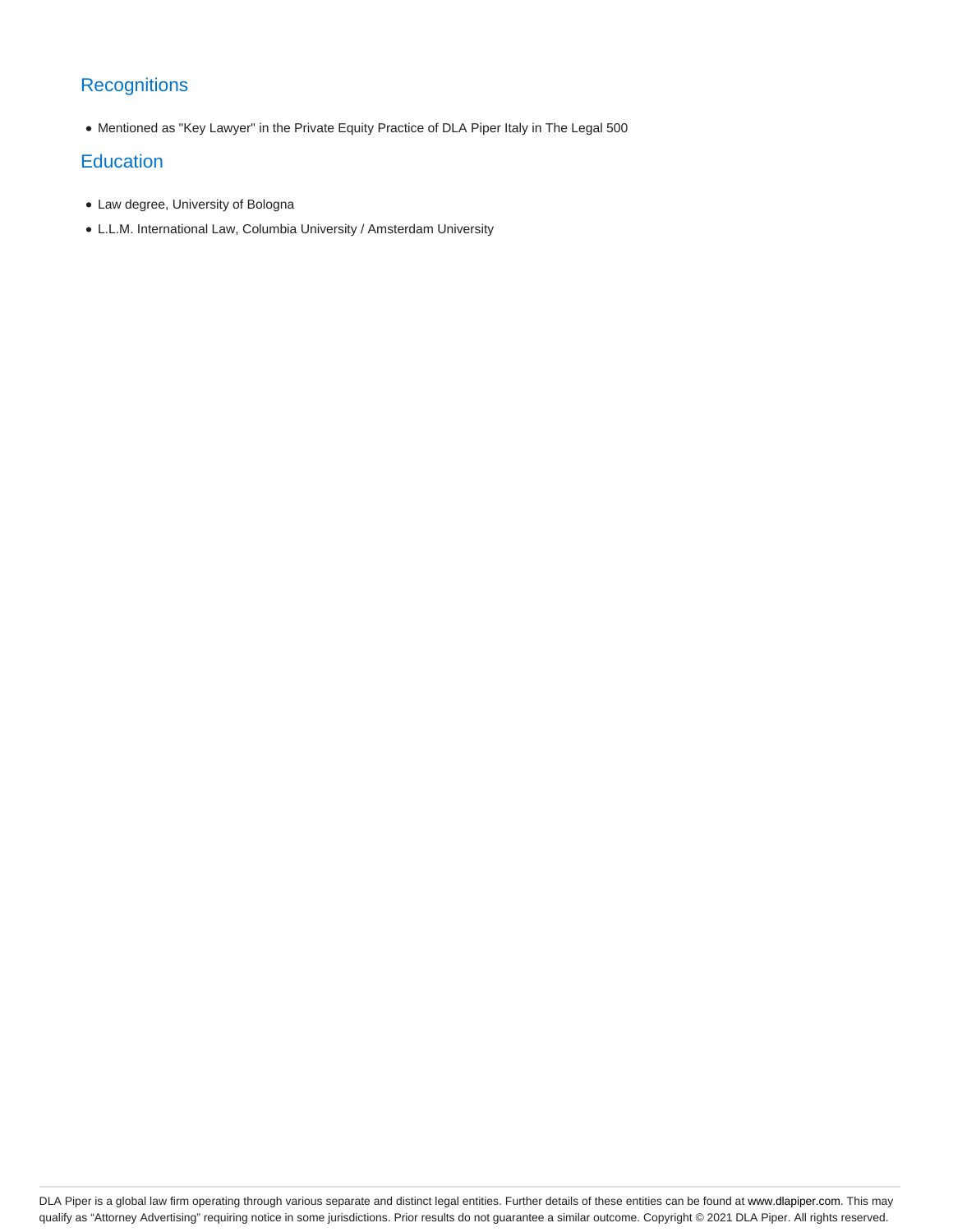## Recognitions

- Mentioned as "Key Lawyer" in the Private Equity Practice of DLA Piper Italy in The Legal 500

## Education

- Law degree, University of Bologna
- L.L.M. International Law, Columbia University / Amsterdam University